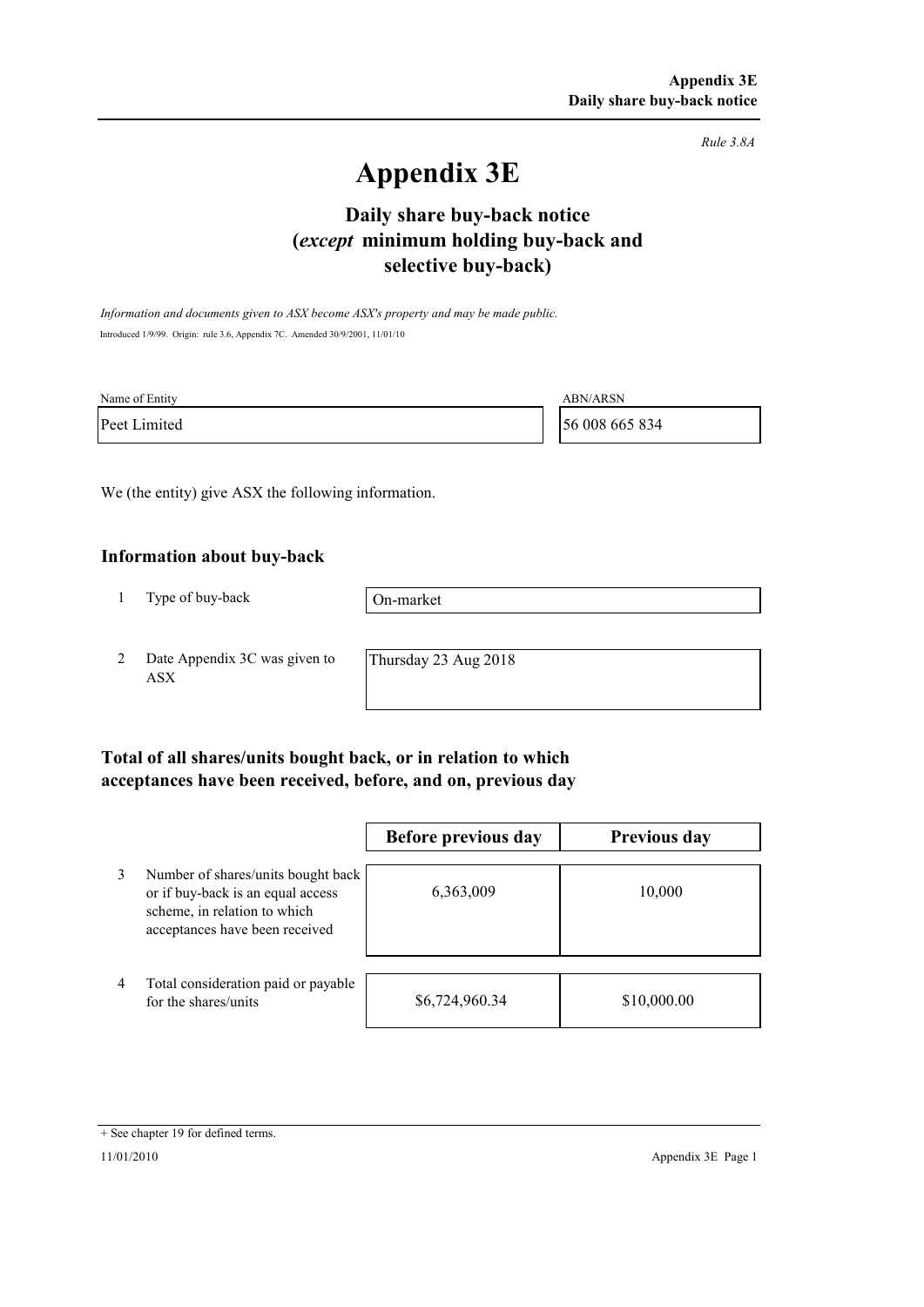Rule 3.8A

# Appendix 3E

## Daily share buy-back notice (*except* minimum holding buy-back and selective buy-back)

*Information and documents given to ASX become ASX's property and may be made public.*

Introduced 1/9/99. Origin: rule 3.6, Appendix 7C. Amended 30/9/2001, 11/01/10

| Name of Entity | ABN/ARSN |
|---|---|
| Peet Limited | 56 008 665 834 |

We (the entity) give ASX the following information.

### Information about buy-back

| | | |
|---|---|---|
| 1 | Type of buy-back | On-market |
| 2 | Date Appendix 3C was given to ASX | Thursday 23 Aug 2018 |

### Total of all shares/units bought back, or in relation to which acceptances have been received, before, and on, previous day

| | | Before previous day | Previous day |
|---|---|---|---|
| 3 | Number of shares/units bought back or if buy-back is an equal access scheme, in relation to which acceptances have been received | 6,363,009 | 10,000 |
| 4 | Total consideration paid or payable for the shares/units | $6,724,960.34 | $10,000.00 |

+ See chapter 19 for defined terms.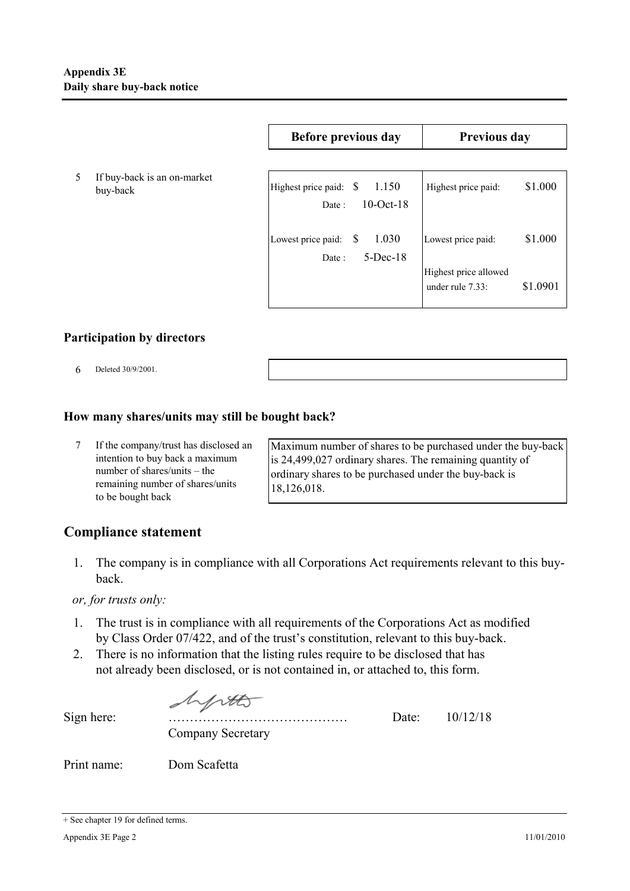**Appendix 3E**
**Daily share buy-back notice**

| | | Before previous day | Previous day |
|---|---|---|---|
| 5 | If buy-back is an on-market buy-back | Highest price paid: $ 1.150<br>Date : 10-Oct-18<br><br>Lowest price paid: $ 1.030<br>Date : 5-Dec-18 | Highest price paid: $1.000<br><br>Lowest price paid: $1.000<br><br>Highest price allowed under rule 7.33: $1.0901 |

## Participation by directors

| | | |
|---|---|---|
| 6 | Deleted 30/9/2001. | |

## How many shares/units may still be bought back?

| | | |
|---|---|---|
| 7 | If the company/trust has disclosed an intention to buy back a maximum number of shares/units – the remaining number of shares/units to be bought back | Maximum number of shares to be purchased under the buy-back is 24,499,027 ordinary shares. The remaining quantity of ordinary shares to be purchased under the buy-back is 18,126,018. |

## Compliance statement

1. The company is in compliance with all Corporations Act requirements relevant to this buy-back.

*or, for trusts only:*

1. The trust is in compliance with all requirements of the Corporations Act as modified by Class Order 07/422, and of the trust's constitution, relevant to this buy-back.
2. There is no information that the listing rules require to be disclosed that has not already been disclosed, or is not contained in, or attached to, this form.

Sign here: …………………………………… Date: 10/12/18
Company Secretary

Print name: Dom Scafetta

+ See chapter 19 for defined terms.